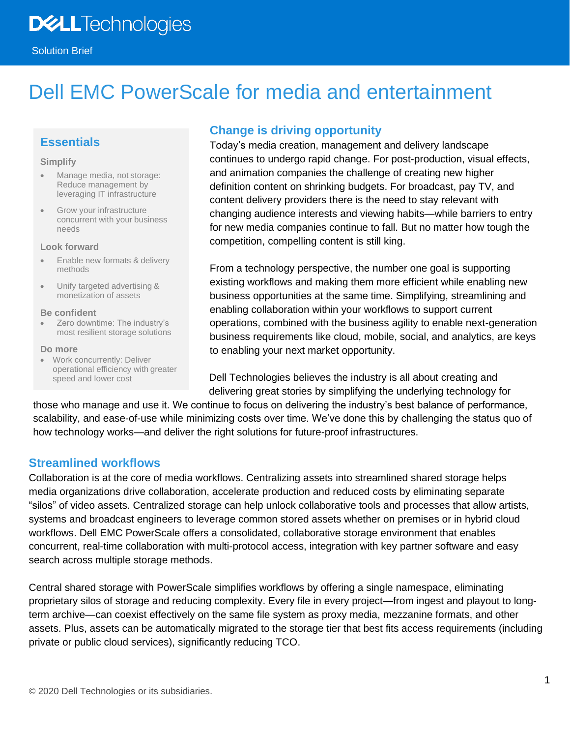Solution Brief

# Dell EMC PowerScale for media and entertainment

## Essentials

### Simplify

- Manage media, not storage: Reduce management by leveraging IT infrastructure
- Grow your infrastructure concurrent with your business needs

### Look forward

- Enable new formats & delivery methods
- Unify targeted advertising & monetization of assets

### Be confident

- Zero downtime: The industry's most resilient storage solutions

### Do more

- Work concurrently: Deliver operational efficiency with greater speed and lower cost

## Change is driving opportunity

Today's media creation, management and delivery landscape continues to undergo rapid change. For post-production, visual effects, and animation companies the challenge of creating new higher definition content on shrinking budgets. For broadcast, pay TV, and content delivery providers there is the need to stay relevant with changing audience interests and viewing habits—while barriers to entry for new media companies continue to fall. But no matter how tough the competition, compelling content is still king.

From a technology perspective, the number one goal is supporting existing workflows and making them more efficient while enabling new business opportunities at the same time. Simplifying, streamlining and enabling collaboration within your workflows to support current operations, combined with the business agility to enable next-generation business requirements like cloud, mobile, social, and analytics, are keys to enabling your next market opportunity.

Dell Technologies believes the industry is all about creating and delivering great stories by simplifying the underlying technology for those who manage and use it. We continue to focus on delivering the industry's best balance of performance, scalability, and ease-of-use while minimizing costs over time. We've done this by challenging the status quo of how technology works—and deliver the right solutions for future-proof infrastructures.

## Streamlined workflows

Collaboration is at the core of media workflows. Centralizing assets into streamlined shared storage helps media organizations drive collaboration, accelerate production and reduced costs by eliminating separate "silos" of video assets. Centralized storage can help unlock collaborative tools and processes that allow artists, systems and broadcast engineers to leverage common stored assets whether on premises or in hybrid cloud workflows. Dell EMC PowerScale offers a consolidated, collaborative storage environment that enables concurrent, real-time collaboration with multi-protocol access, integration with key partner software and easy search across multiple storage methods.

Central shared storage with PowerScale simplifies workflows by offering a single namespace, eliminating proprietary silos of storage and reducing complexity. Every file in every project—from ingest and playout to long-term archive—can coexist effectively on the same file system as proxy media, mezzanine formats, and other assets. Plus, assets can be automatically migrated to the storage tier that best fits access requirements (including private or public cloud services), significantly reducing TCO.

© 2020 Dell Technologies or its subsidiaries.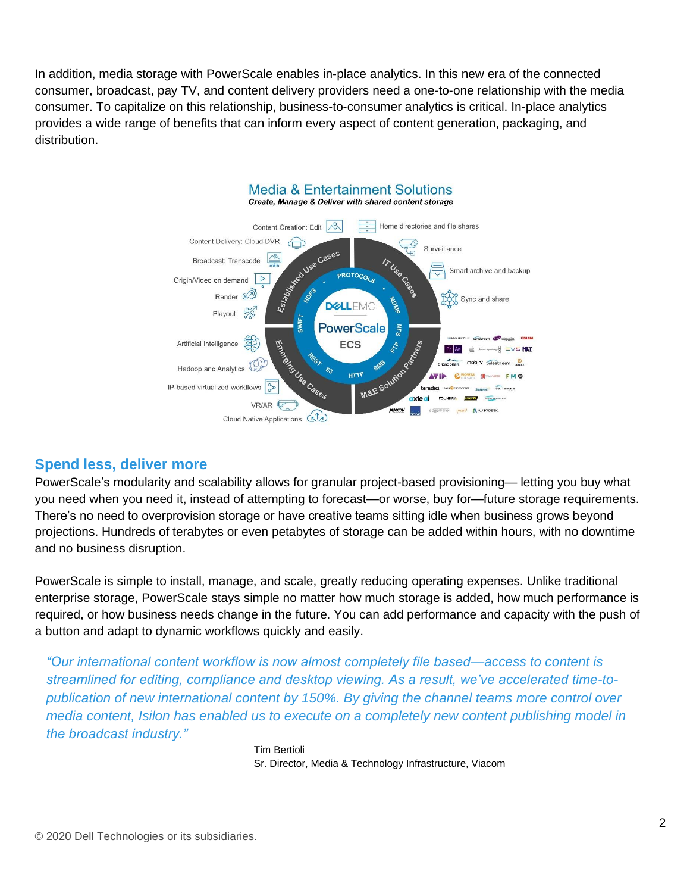In addition, media storage with PowerScale enables in-place analytics. In this new era of the connected consumer, broadcast, pay TV, and content delivery providers need a one-to-one relationship with the media consumer. To capitalize on this relationship, business-to-consumer analytics is critical. In-place analytics provides a wide range of benefits that can inform every aspect of content generation, packaging, and distribution.

**Media & Entertainment Solutions**

***Create, Manage & Deliver with shared content storage***

- Established Use Cases: Content Creation: Edit; Content Delivery: Cloud DVR; Broadcast: Transcode; Origin/Video on demand; Render; Playout
- IT Use Cases: Home directories and file shares; Surveillance; Smart archive and backup; Sync and share
- Emerging Use Cases: Artificial Intelligence; Hadoop and Analytics; IP-based virtualized workflows; VR/AR; Cloud Native Applications
- M&E Solution Partners
- Protocols: HDFS, NDMP, NFS, FTP, SMB, HTTP, S3, REST, SWIFT
- DELL EMC PowerScale ECS

## Spend less, deliver more

PowerScale's modularity and scalability allows for granular project-based provisioning— letting you buy what you need when you need it, instead of attempting to forecast—or worse, buy for—future storage requirements. There's no need to overprovision storage or have creative teams sitting idle when business grows beyond projections. Hundreds of terabytes or even petabytes of storage can be added within hours, with no downtime and no business disruption.

PowerScale is simple to install, manage, and scale, greatly reducing operating expenses. Unlike traditional enterprise storage, PowerScale stays simple no matter how much storage is added, how much performance is required, or how business needs change in the future. You can add performance and capacity with the push of a button and adapt to dynamic workflows quickly and easily.

> *"Our international content workflow is now almost completely file based—access to content is streamlined for editing, compliance and desktop viewing. As a result, we've accelerated time-to-publication of new international content by 150%. By giving the channel teams more control over media content, Isilon has enabled us to execute on a completely new content publishing model in the broadcast industry."*

Tim Bertioli
Sr. Director, Media & Technology Infrastructure, Viacom

© 2020 Dell Technologies or its subsidiaries.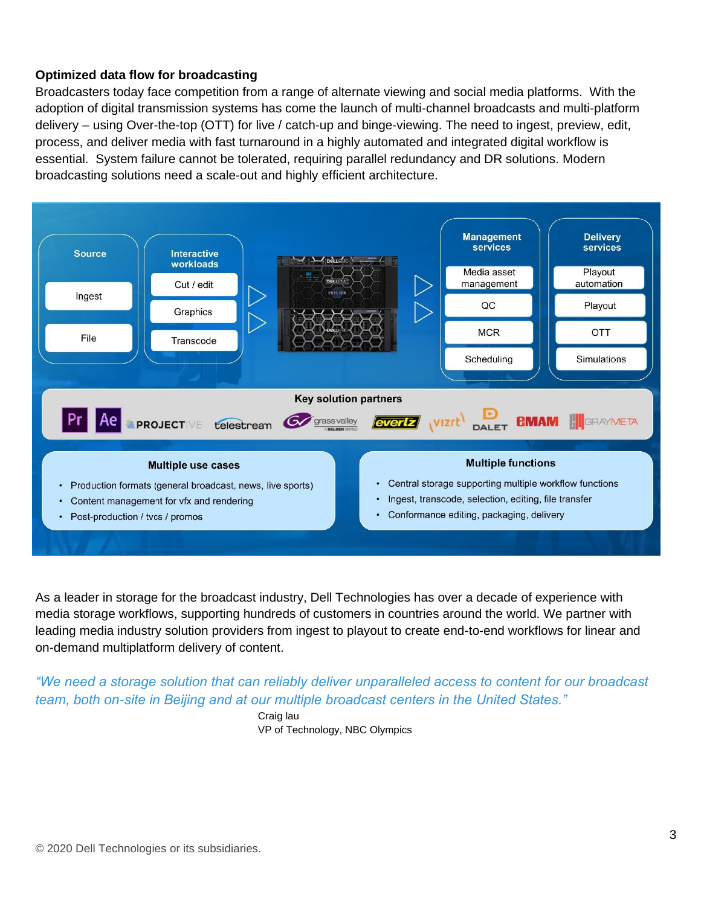**Optimized data flow for broadcasting**

Broadcasters today face competition from a range of alternate viewing and social media platforms. With the adoption of digital transmission systems has come the launch of multi-channel broadcasts and multi-platform delivery – using Over-the-top (OTT) for live / catch-up and binge-viewing. The need to ingest, preview, edit, process, and deliver media with fast turnaround in a highly automated and integrated digital workflow is essential. System failure cannot be tolerated, requiring parallel redundancy and DR solutions. Modern broadcasting solutions need a scale-out and highly efficient architecture.

**Source**
- Ingest
- File

**Interactive workloads**
- Cut / edit
- Graphics
- Transcode

**Management services**
- Media asset management
- QC
- MCR
- Scheduling

**Delivery services**
- Playout automation
- Playout
- OTT
- Simulations

**Key solution partners**

Pr, Ae, PROJECTIVE, telestream, grass valley, evertz, vizrt, DALET, EMAM, GRAYMETA

**Multiple use cases**
- Production formats (general broadcast, news, live sports)
- Content management for vfx and rendering
- Post-production / tvcs / promos

**Multiple functions**
- Central storage supporting multiple workflow functions
- Ingest, transcode, selection, editing, file transfer
- Conformance editing, packaging, delivery

As a leader in storage for the broadcast industry, Dell Technologies has over a decade of experience with media storage workflows, supporting hundreds of customers in countries around the world. We partner with leading media industry solution providers from ingest to playout to create end-to-end workflows for linear and on-demand multiplatform delivery of content.

*"We need a storage solution that can reliably deliver unparalleled access to content for our broadcast team, both on-site in Beijing and at our multiple broadcast centers in the United States."*

Craig lau
VP of Technology, NBC Olympics

© 2020 Dell Technologies or its subsidiaries.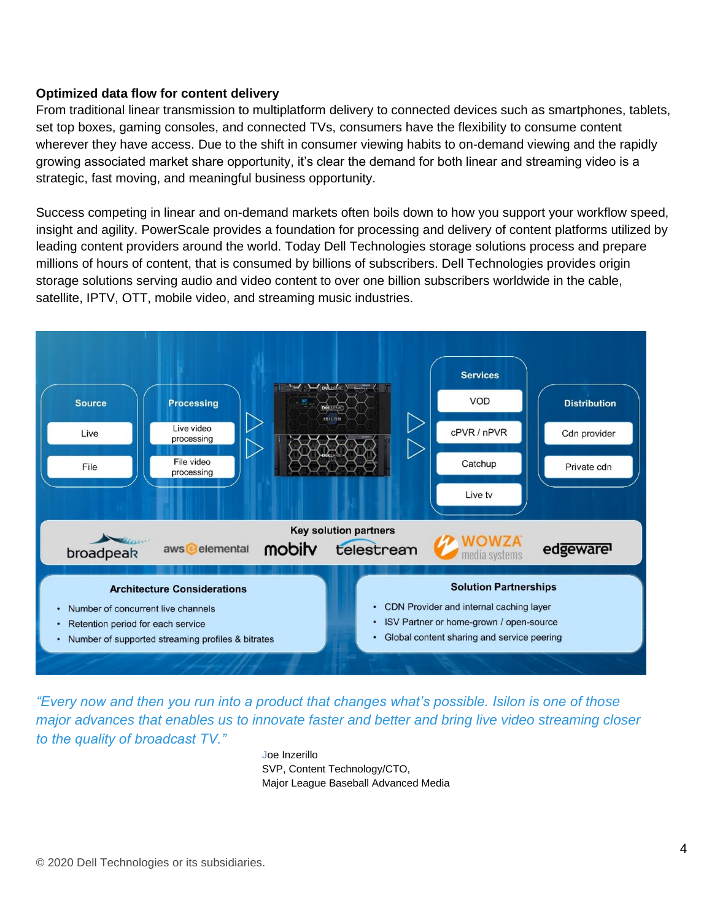**Optimized data flow for content delivery**

From traditional linear transmission to multiplatform delivery to connected devices such as smartphones, tablets, set top boxes, gaming consoles, and connected TVs, consumers have the flexibility to consume content wherever they have access. Due to the shift in consumer viewing habits to on-demand viewing and the rapidly growing associated market share opportunity, it's clear the demand for both linear and streaming video is a strategic, fast moving, and meaningful business opportunity.

Success competing in linear and on-demand markets often boils down to how you support your workflow speed, insight and agility. PowerScale provides a foundation for processing and delivery of content platforms utilized by leading content providers around the world. Today Dell Technologies storage solutions process and prepare millions of hours of content, that is consumed by billions of subscribers. Dell Technologies provides origin storage solutions serving audio and video content to over one billion subscribers worldwide in the cable, satellite, IPTV, OTT, mobile video, and streaming music industries.

**Source**
- Live
- File

**Processing**
- Live video processing
- File video processing

**Services**
- VOD
- cPVR / nPVR
- Catchup
- Live tv

**Distribution**
- Cdn provider
- Private cdn

**Key solution partners**

broadpeak, aws elemental, mobitv, telestream, WOWZA media systems, edgeware

**Architecture Considerations**
- Number of concurrent live channels
- Retention period for each service
- Number of supported streaming profiles & bitrates

**Solution Partnerships**
- CDN Provider and internal caching layer
- ISV Partner or home-grown / open-source
- Global content sharing and service peering

*"Every now and then you run into a product that changes what's possible. Isilon is one of those major advances that enables us to innovate faster and better and bring live video streaming closer to the quality of broadcast TV."*

Joe Inzerillo
SVP, Content Technology/CTO,
Major League Baseball Advanced Media

© 2020 Dell Technologies or its subsidiaries.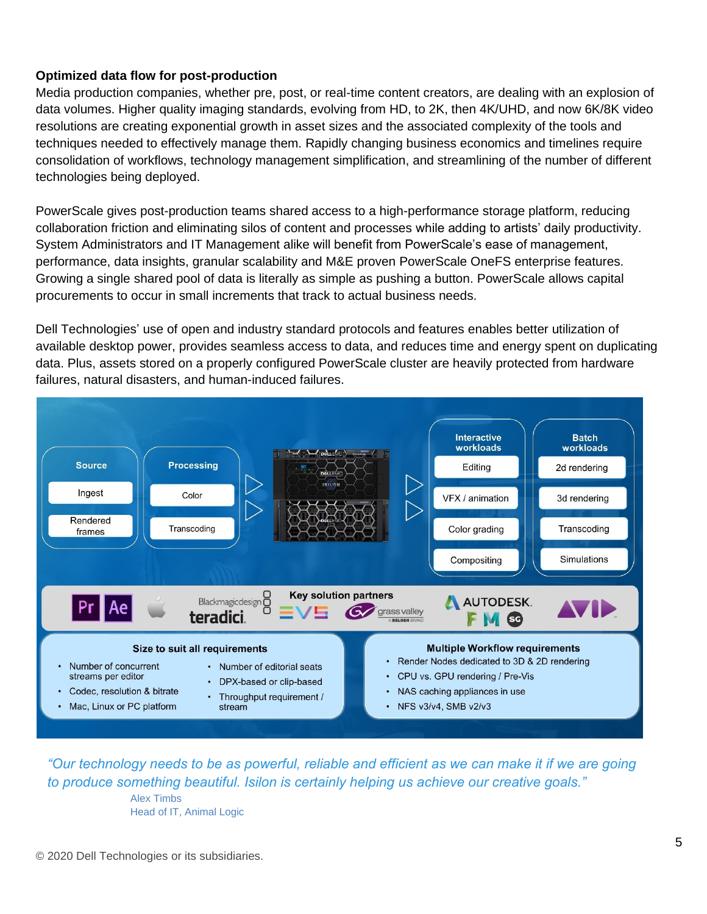**Optimized data flow for post-production**

Media production companies, whether pre, post, or real-time content creators, are dealing with an explosion of data volumes. Higher quality imaging standards, evolving from HD, to 2K, then 4K/UHD, and now 6K/8K video resolutions are creating exponential growth in asset sizes and the associated complexity of the tools and techniques needed to effectively manage them. Rapidly changing business economics and timelines require consolidation of workflows, technology management simplification, and streamlining of the number of different technologies being deployed.

PowerScale gives post-production teams shared access to a high-performance storage platform, reducing collaboration friction and eliminating silos of content and processes while adding to artists' daily productivity. System Administrators and IT Management alike will benefit from PowerScale's ease of management, performance, data insights, granular scalability and M&E proven PowerScale OneFS enterprise features. Growing a single shared pool of data is literally as simple as pushing a button. PowerScale allows capital procurements to occur in small increments that track to actual business needs.

Dell Technologies' use of open and industry standard protocols and features enables better utilization of available desktop power, provides seamless access to data, and reduces time and energy spent on duplicating data. Plus, assets stored on a properly configured PowerScale cluster are heavily protected from hardware failures, natural disasters, and human-induced failures.

**Source**
- Ingest
- Rendered frames

**Processing**
- Color
- Transcoding

**Interactive workloads**
- Editing
- VFX / animation
- Color grading
- Compositing

**Batch workloads**
- 2d rendering
- 3d rendering
- Transcoding
- Simulations

**Key solution partners**

**Size to suit all requirements**
- Number of concurrent streams per editor
- Codec, resolution & bitrate
- Mac, Linux or PC platform
- Number of editorial seats
- DPX-based or clip-based
- Throughput requirement / stream

**Multiple Workflow requirements**
- Render Nodes dedicated to 3D & 2D rendering
- CPU vs. GPU rendering / Pre-Vis
- NAS caching appliances in use
- NFS v3/v4, SMB v2/v3

*"Our technology needs to be as powerful, reliable and efficient as we can make it if we are going to produce something beautiful. Isilon is certainly helping us achieve our creative goals."*

Alex Timbs
Head of IT, Animal Logic

© 2020 Dell Technologies or its subsidiaries.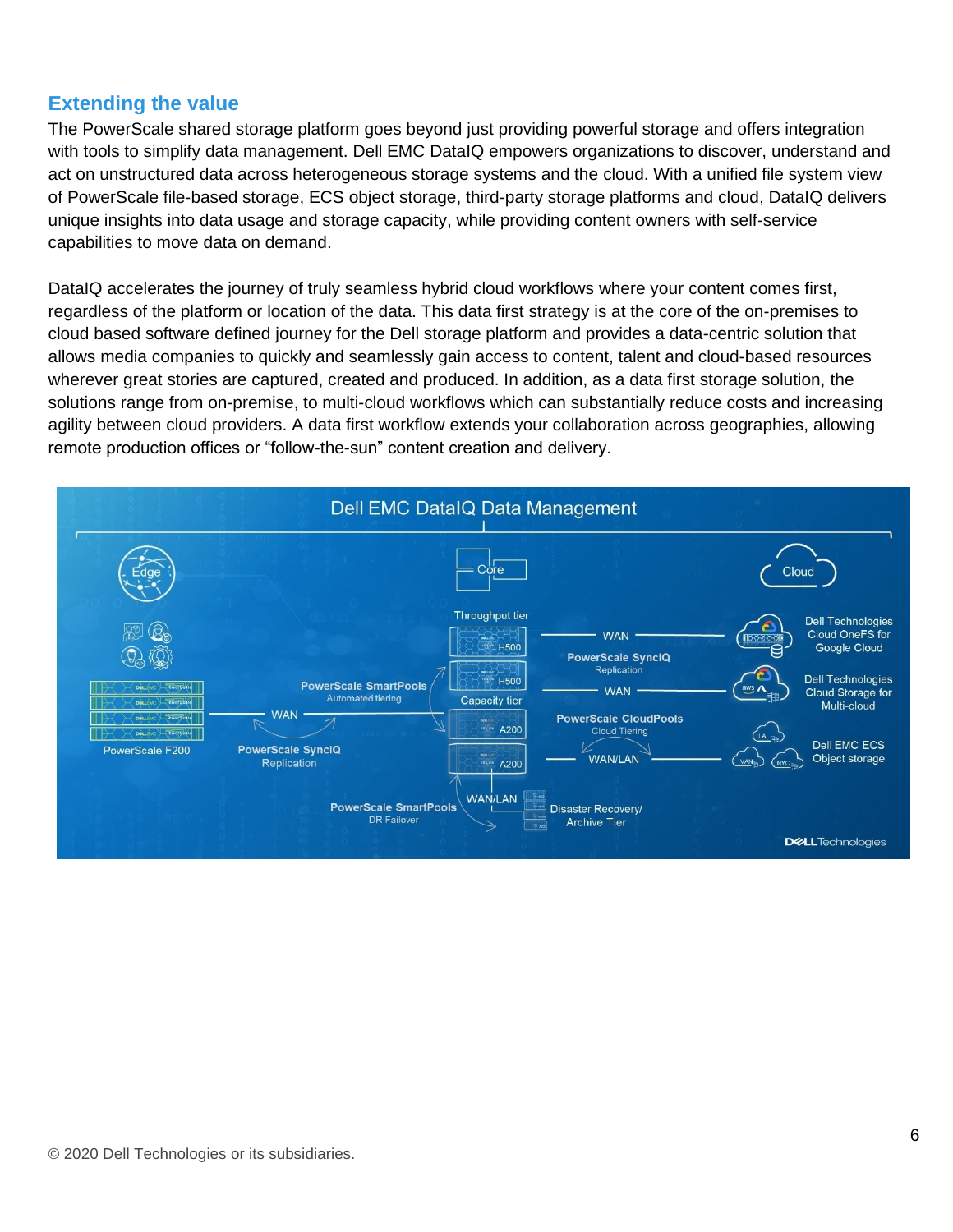## Extending the value

The PowerScale shared storage platform goes beyond just providing powerful storage and offers integration with tools to simplify data management. Dell EMC DataIQ empowers organizations to discover, understand and act on unstructured data across heterogeneous storage systems and the cloud. With a unified file system view of PowerScale file-based storage, ECS object storage, third-party storage platforms and cloud, DataIQ delivers unique insights into data usage and storage capacity, while providing content owners with self-service capabilities to move data on demand.

DataIQ accelerates the journey of truly seamless hybrid cloud workflows where your content comes first, regardless of the platform or location of the data. This data first strategy is at the core of the on-premises to cloud based software defined journey for the Dell storage platform and provides a data-centric solution that allows media companies to quickly and seamlessly gain access to content, talent and cloud-based resources wherever great stories are captured, created and produced. In addition, as a data first storage solution, the solutions range from on-premise, to multi-cloud workflows which can substantially reduce costs and increasing agility between cloud providers. A data first workflow extends your collaboration across geographies, allowing remote production offices or "follow-the-sun" content creation and delivery.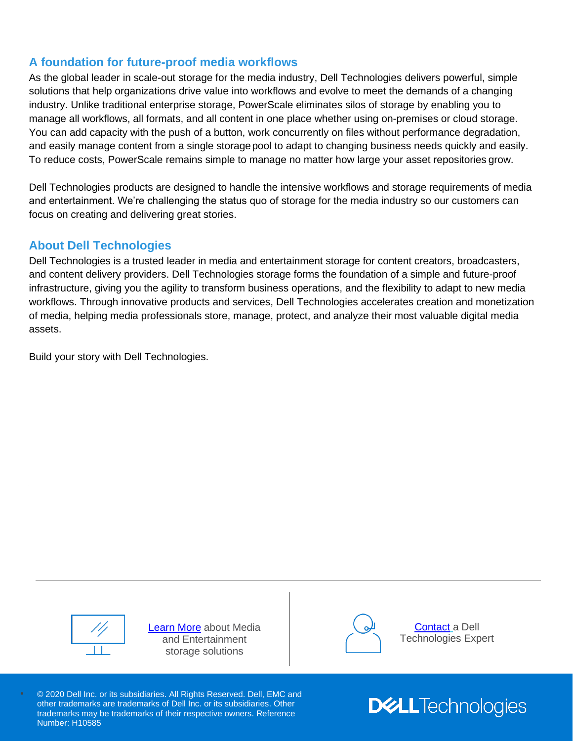## A foundation for future-proof media workflows

As the global leader in scale-out storage for the media industry, Dell Technologies delivers powerful, simple solutions that help organizations drive value into workflows and evolve to meet the demands of a changing industry. Unlike traditional enterprise storage, PowerScale eliminates silos of storage by enabling you to manage all workflows, all formats, and all content in one place whether using on-premises or cloud storage. You can add capacity with the push of a button, work concurrently on files without performance degradation, and easily manage content from a single storage pool to adapt to changing business needs quickly and easily. To reduce costs, PowerScale remains simple to manage no matter how large your asset repositories grow.

Dell Technologies products are designed to handle the intensive workflows and storage requirements of media and entertainment. We're challenging the status quo of storage for the media industry so our customers can focus on creating and delivering great stories.

## About Dell Technologies

Dell Technologies is a trusted leader in media and entertainment storage for content creators, broadcasters, and content delivery providers. Dell Technologies storage forms the foundation of a simple and future-proof infrastructure, giving you the agility to transform business operations, and the flexibility to adapt to new media workflows. Through innovative products and services, Dell Technologies accelerates creation and monetization of media, helping media professionals store, manage, protect, and analyze their most valuable digital media assets.

Build your story with Dell Technologies.

Learn More about Media and Entertainment storage solutions

Contact a Dell Technologies Expert

© 2020 Dell Inc. or its subsidiaries. All Rights Reserved. Dell, EMC and other trademarks are trademarks of Dell Inc. or its subsidiaries. Other trademarks may be trademarks of their respective owners. Reference Number: H10585

DELL Technologies